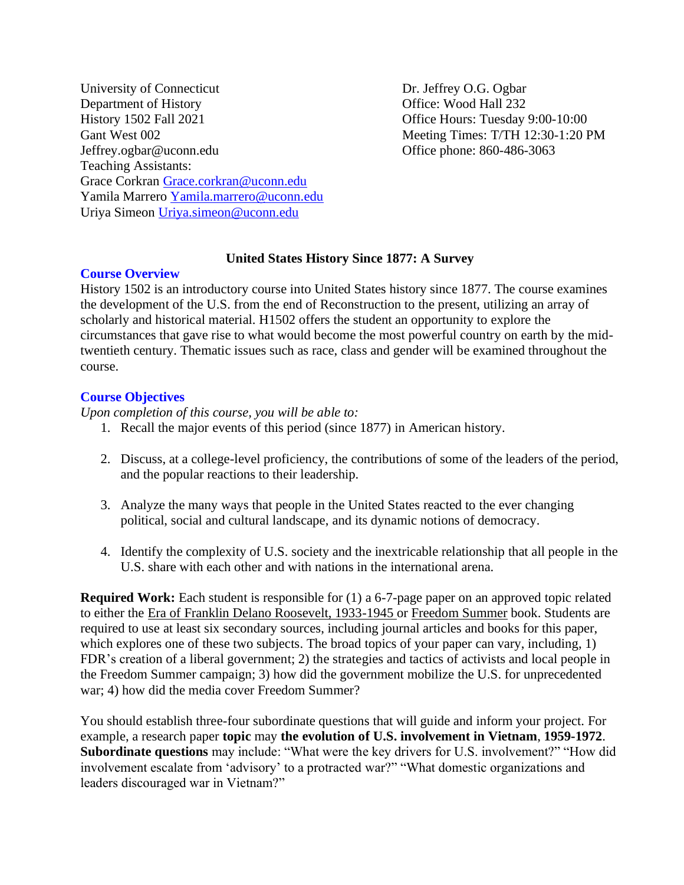University of Connecticut
Department of History
History 1502 Fall 2021
Gant West 002
Jeffrey.ogbar@uconn.edu
Teaching Assistants:
Grace Corkran Grace.corkran@uconn.edu
Yamila Marrero Yamila.marrero@uconn.edu
Uriya Simeon Uriya.simeon@uconn.edu

Dr. Jeffrey O.G. Ogbar
Office: Wood Hall 232
Office Hours: Tuesday 9:00-10:00
Meeting Times: T/TH 12:30-1:20 PM
Office phone: 860-486-3063

# United States History Since 1877: A Survey

## Course Overview

History 1502 is an introductory course into United States history since 1877. The course examines the development of the U.S. from the end of Reconstruction to the present, utilizing an array of scholarly and historical material. H1502 offers the student an opportunity to explore the circumstances that gave rise to what would become the most powerful country on earth by the mid-twentieth century. Thematic issues such as race, class and gender will be examined throughout the course.

## Course Objectives

*Upon completion of this course, you will be able to:*

1. Recall the major events of this period (since 1877) in American history.
2. Discuss, at a college-level proficiency, the contributions of some of the leaders of the period, and the popular reactions to their leadership.
3. Analyze the many ways that people in the United States reacted to the ever changing political, social and cultural landscape, and its dynamic notions of democracy.
4. Identify the complexity of U.S. society and the inextricable relationship that all people in the U.S. share with each other and with nations in the international arena.

**Required Work:** Each student is responsible for (1) a 6-7-page paper on an approved topic related to either the Era of Franklin Delano Roosevelt, 1933-1945 or Freedom Summer book. Students are required to use at least six secondary sources, including journal articles and books for this paper, which explores one of these two subjects. The broad topics of your paper can vary, including, 1) FDR's creation of a liberal government; 2) the strategies and tactics of activists and local people in the Freedom Summer campaign; 3) how did the government mobilize the U.S. for unprecedented war; 4) how did the media cover Freedom Summer?

You should establish three-four subordinate questions that will guide and inform your project. For example, a research paper **topic** may **the evolution of U.S. involvement in Vietnam**, **1959-1972**. **Subordinate questions** may include: "What were the key drivers for U.S. involvement?" "How did involvement escalate from 'advisory' to a protracted war?" "What domestic organizations and leaders discouraged war in Vietnam?"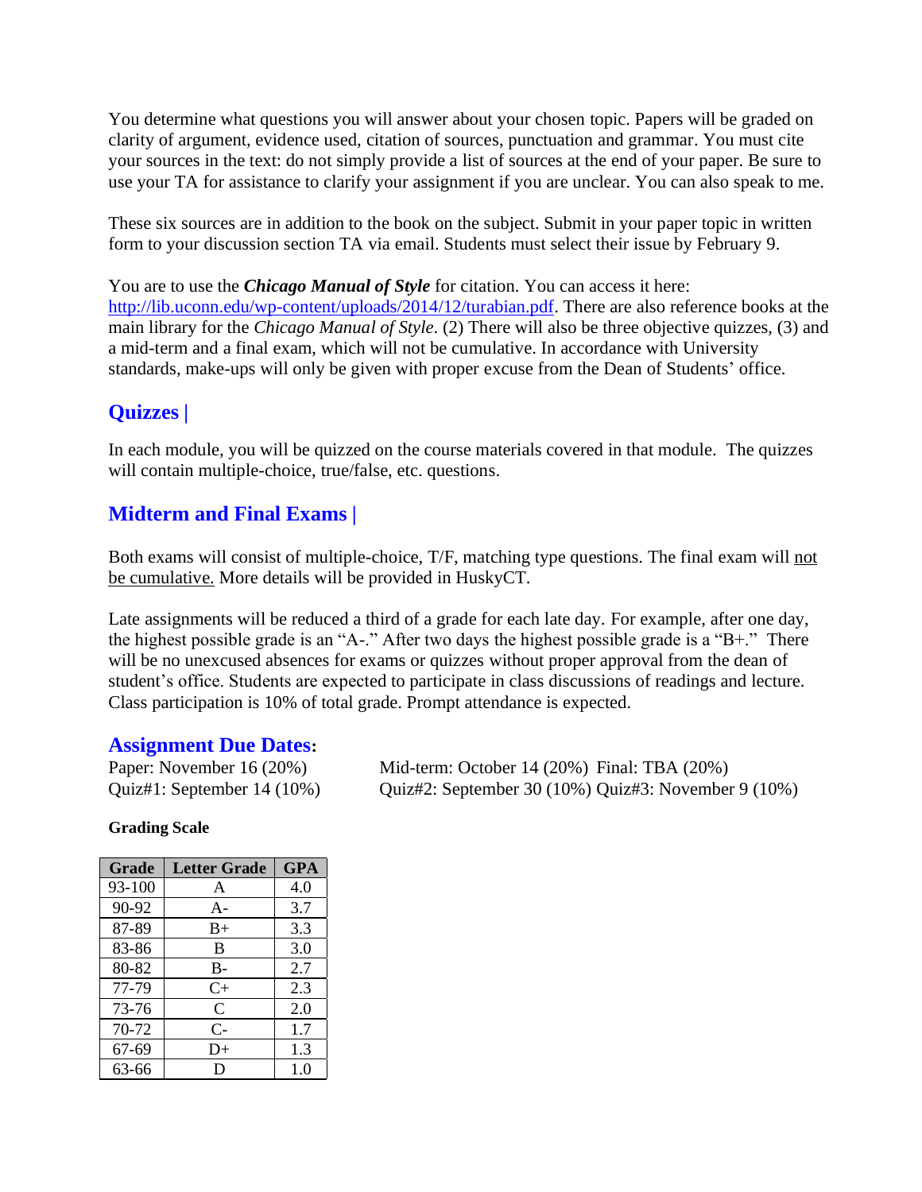You determine what questions you will answer about your chosen topic. Papers will be graded on clarity of argument, evidence used, citation of sources, punctuation and grammar. You must cite your sources in the text: do not simply provide a list of sources at the end of your paper. Be sure to use your TA for assistance to clarify your assignment if you are unclear. You can also speak to me.

These six sources are in addition to the book on the subject. Submit in your paper topic in written form to your discussion section TA via email. Students must select their issue by February 9.

You are to use the ***Chicago Manual of Style*** for citation. You can access it here: http://lib.uconn.edu/wp-content/uploads/2014/12/turabian.pdf. There are also reference books at the main library for the *Chicago Manual of Style*. (2) There will also be three objective quizzes, (3) and a mid-term and a final exam, which will not be cumulative. In accordance with University standards, make-ups will only be given with proper excuse from the Dean of Students' office.

## Quizzes |

In each module, you will be quizzed on the course materials covered in that module. The quizzes will contain multiple-choice, true/false, etc. questions.

## Midterm and Final Exams |

Both exams will consist of multiple-choice, T/F, matching type questions. The final exam will <u>not be cumulative.</u> More details will be provided in HuskyCT.

Late assignments will be reduced a third of a grade for each late day. For example, after one day, the highest possible grade is an "A-." After two days the highest possible grade is a "B+." There will be no unexcused absences for exams or quizzes without proper approval from the dean of student's office. Students are expected to participate in class discussions of readings and lecture. Class participation is 10% of total grade. Prompt attendance is expected.

## Assignment Due Dates:

Paper: November 16 (20%)
Quiz#1: September 14 (10%)
Mid-term: October 14 (20%) Final: TBA (20%)
Quiz#2: September 30 (10%) Quiz#3: November 9 (10%)

**Grading Scale**

| Grade | Letter Grade | GPA |
|---|---|---|
| 93-100 | A | 4.0 |
| 90-92 | A- | 3.7 |
| 87-89 | B+ | 3.3 |
| 83-86 | B | 3.0 |
| 80-82 | B- | 2.7 |
| 77-79 | C+ | 2.3 |
| 73-76 | C | 2.0 |
| 70-72 | C- | 1.7 |
| 67-69 | D+ | 1.3 |
| 63-66 | D | 1.0 |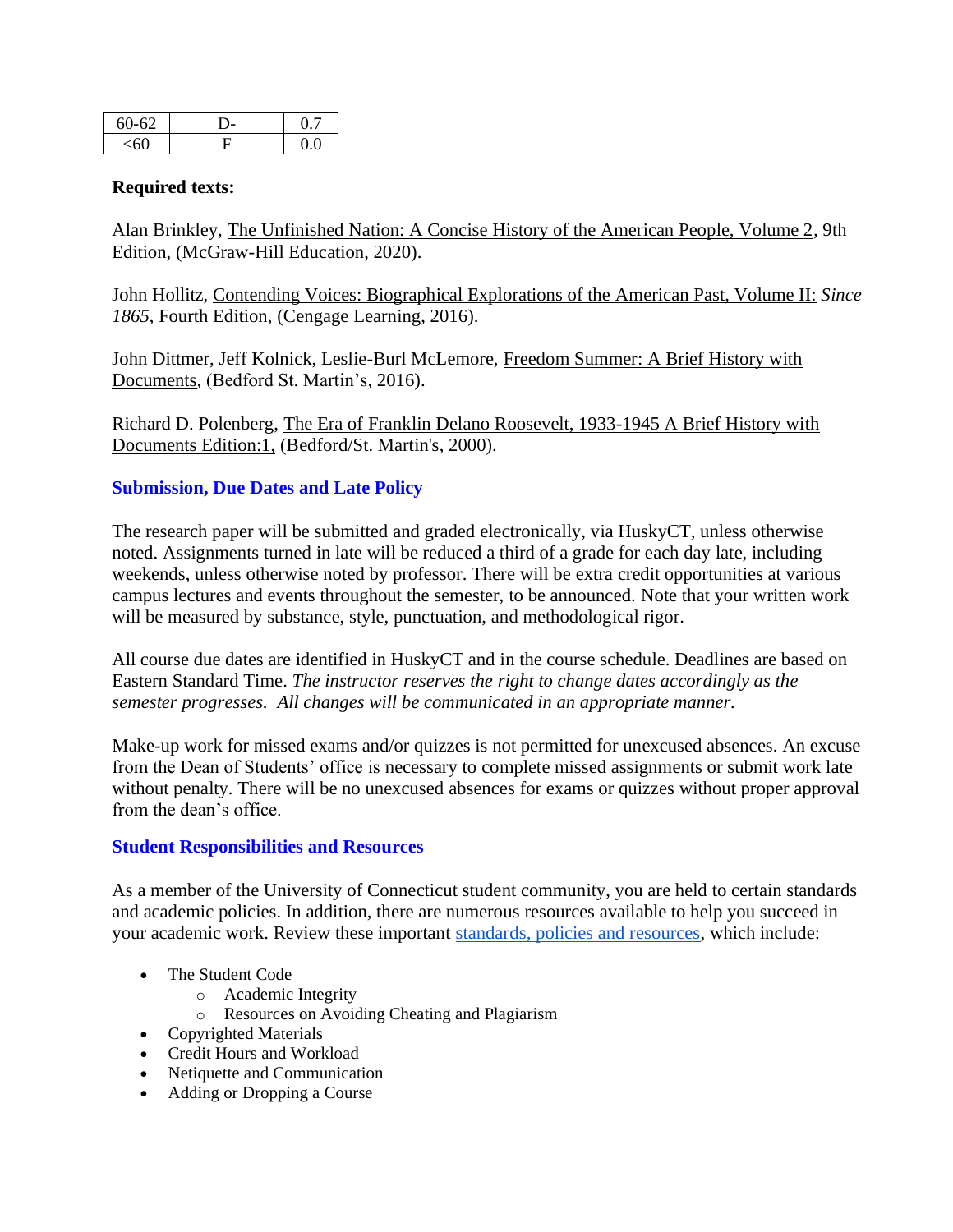| 60-62 | D- | 0.7 |
|---|---|---|
| <60 | F | 0.0 |

**Required texts:**

Alan Brinkley, The Unfinished Nation: A Concise History of the American People, Volume 2, 9th Edition, (McGraw-Hill Education, 2020).

John Hollitz, Contending Voices: Biographical Explorations of the American Past, Volume II: *Since 1865*, Fourth Edition, (Cengage Learning, 2016).

John Dittmer, Jeff Kolnick, Leslie-Burl McLemore, Freedom Summer: A Brief History with Documents, (Bedford St. Martin's, 2016).

Richard D. Polenberg, The Era of Franklin Delano Roosevelt, 1933-1945 A Brief History with Documents Edition:1, (Bedford/St. Martin's, 2000).

## Submission, Due Dates and Late Policy

The research paper will be submitted and graded electronically, via HuskyCT, unless otherwise noted. Assignments turned in late will be reduced a third of a grade for each day late, including weekends, unless otherwise noted by professor. There will be extra credit opportunities at various campus lectures and events throughout the semester, to be announced. Note that your written work will be measured by substance, style, punctuation, and methodological rigor.

All course due dates are identified in HuskyCT and in the course schedule. Deadlines are based on Eastern Standard Time. *The instructor reserves the right to change dates accordingly as the semester progresses. All changes will be communicated in an appropriate manner.*

Make-up work for missed exams and/or quizzes is not permitted for unexcused absences. An excuse from the Dean of Students' office is necessary to complete missed assignments or submit work late without penalty. There will be no unexcused absences for exams or quizzes without proper approval from the dean's office.

## Student Responsibilities and Resources

As a member of the University of Connecticut student community, you are held to certain standards and academic policies. In addition, there are numerous resources available to help you succeed in your academic work. Review these important standards, policies and resources, which include:

- The Student Code
  - Academic Integrity
  - Resources on Avoiding Cheating and Plagiarism
- Copyrighted Materials
- Credit Hours and Workload
- Netiquette and Communication
- Adding or Dropping a Course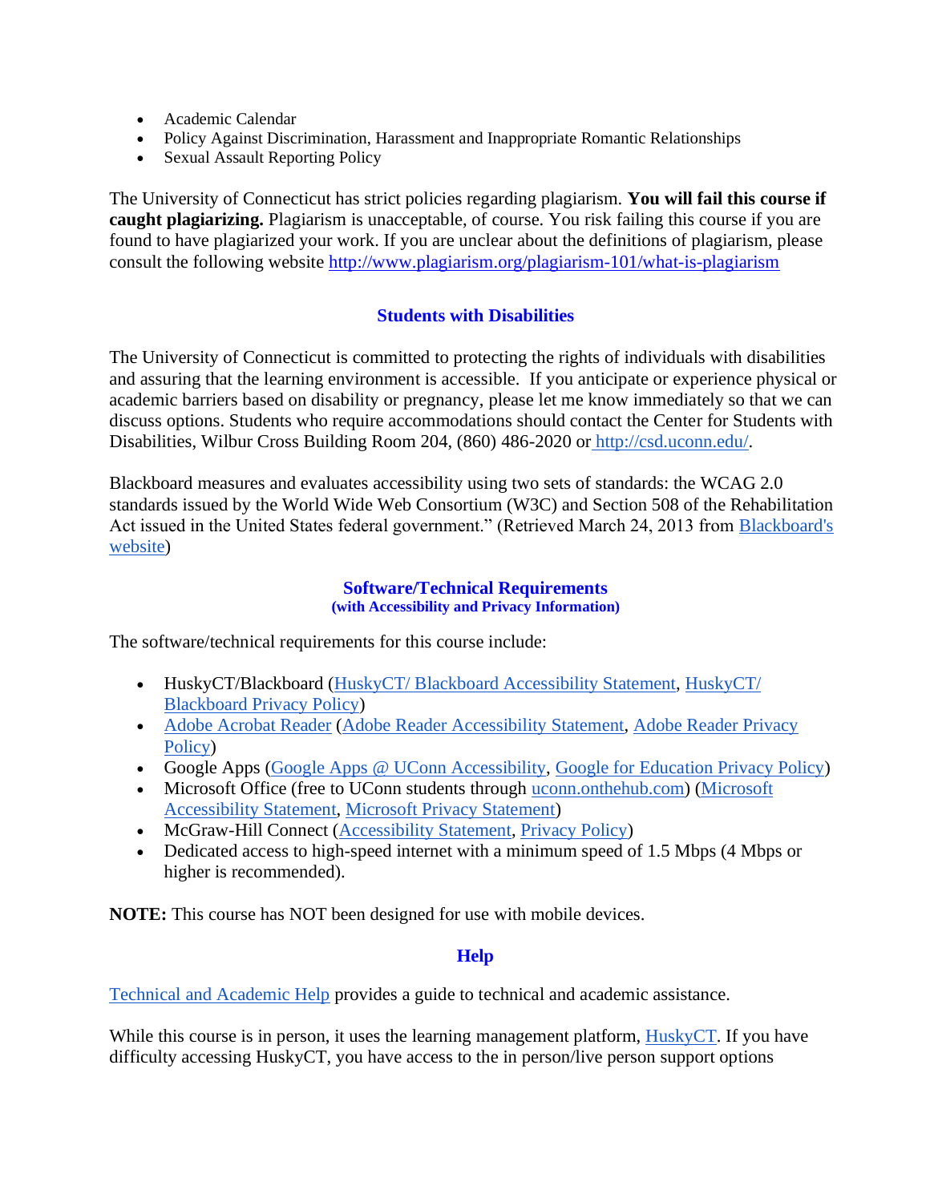- Academic Calendar
- Policy Against Discrimination, Harassment and Inappropriate Romantic Relationships
- Sexual Assault Reporting Policy

The University of Connecticut has strict policies regarding plagiarism. **You will fail this course if caught plagiarizing.** Plagiarism is unacceptable, of course. You risk failing this course if you are found to have plagiarized your work. If you are unclear about the definitions of plagiarism, please consult the following website http://www.plagiarism.org/plagiarism-101/what-is-plagiarism

## Students with Disabilities

The University of Connecticut is committed to protecting the rights of individuals with disabilities and assuring that the learning environment is accessible. If you anticipate or experience physical or academic barriers based on disability or pregnancy, please let me know immediately so that we can discuss options. Students who require accommodations should contact the Center for Students with Disabilities, Wilbur Cross Building Room 204, (860) 486-2020 or http://csd.uconn.edu/.

Blackboard measures and evaluates accessibility using two sets of standards: the WCAG 2.0 standards issued by the World Wide Web Consortium (W3C) and Section 508 of the Rehabilitation Act issued in the United States federal government." (Retrieved March 24, 2013 from Blackboard's website)

## Software/Technical Requirements
### (with Accessibility and Privacy Information)

The software/technical requirements for this course include:

- HuskyCT/Blackboard (HuskyCT/ Blackboard Accessibility Statement, HuskyCT/ Blackboard Privacy Policy)
- Adobe Acrobat Reader (Adobe Reader Accessibility Statement, Adobe Reader Privacy Policy)
- Google Apps (Google Apps @ UConn Accessibility, Google for Education Privacy Policy)
- Microsoft Office (free to UConn students through uconn.onthehub.com) (Microsoft Accessibility Statement, Microsoft Privacy Statement)
- McGraw-Hill Connect (Accessibility Statement, Privacy Policy)
- Dedicated access to high-speed internet with a minimum speed of 1.5 Mbps (4 Mbps or higher is recommended).

**NOTE:** This course has NOT been designed for use with mobile devices.

## Help

Technical and Academic Help provides a guide to technical and academic assistance.

While this course is in person, it uses the learning management platform, HuskyCT. If you have difficulty accessing HuskyCT, you have access to the in person/live person support options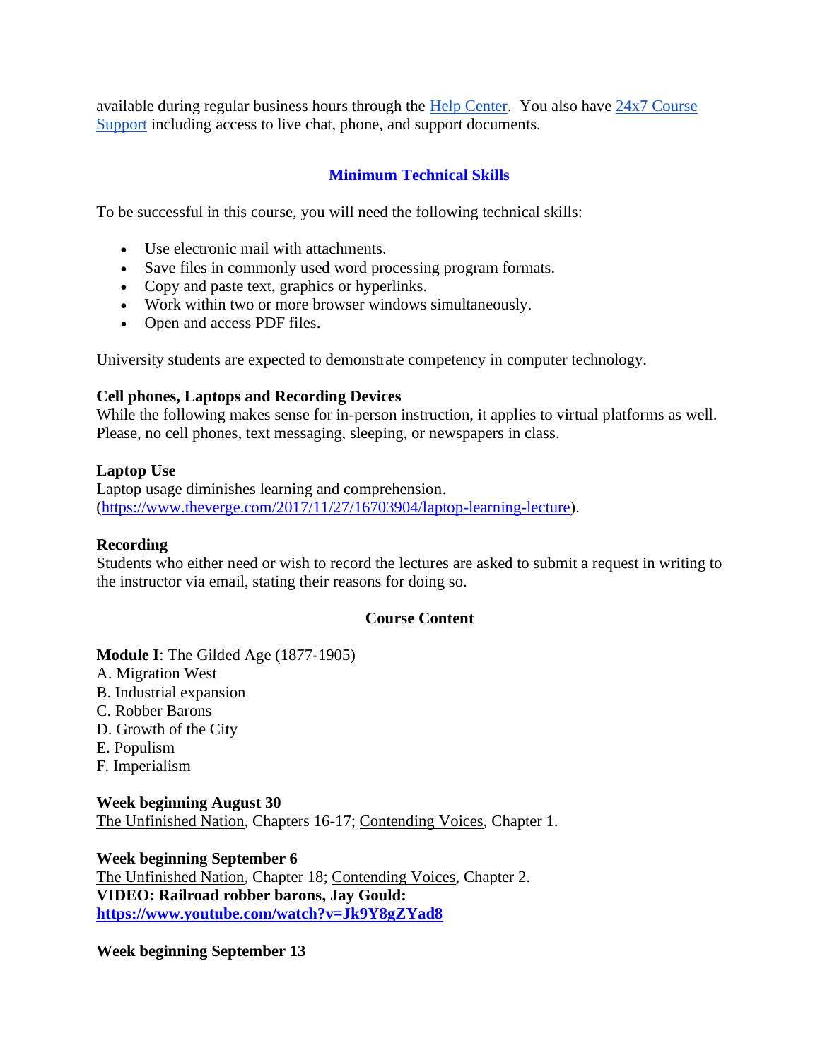available during regular business hours through the [Help Center](). You also have [24x7 Course Support]() including access to live chat, phone, and support documents.

## Minimum Technical Skills

To be successful in this course, you will need the following technical skills:

- Use electronic mail with attachments.
- Save files in commonly used word processing program formats.
- Copy and paste text, graphics or hyperlinks.
- Work within two or more browser windows simultaneously.
- Open and access PDF files.

University students are expected to demonstrate competency in computer technology.

**Cell phones, Laptops and Recording Devices**
While the following makes sense for in-person instruction, it applies to virtual platforms as well. Please, no cell phones, text messaging, sleeping, or newspapers in class.

**Laptop Use**
Laptop usage diminishes learning and comprehension. (https://www.theverge.com/2017/11/27/16703904/laptop-learning-lecture).

**Recording**
Students who either need or wish to record the lectures are asked to submit a request in writing to the instructor via email, stating their reasons for doing so.

## Course Content

**Module I**: The Gilded Age (1877-1905)
A. Migration West
B. Industrial expansion
C. Robber Barons
D. Growth of the City
E. Populism
F. Imperialism

**Week beginning August 30**
The Unfinished Nation, Chapters 16-17; Contending Voices, Chapter 1.

**Week beginning September 6**
The Unfinished Nation, Chapter 18; Contending Voices, Chapter 2.
**VIDEO: Railroad robber barons, Jay Gould:**
**https://www.youtube.com/watch?v=Jk9Y8gZYad8**

**Week beginning September 13**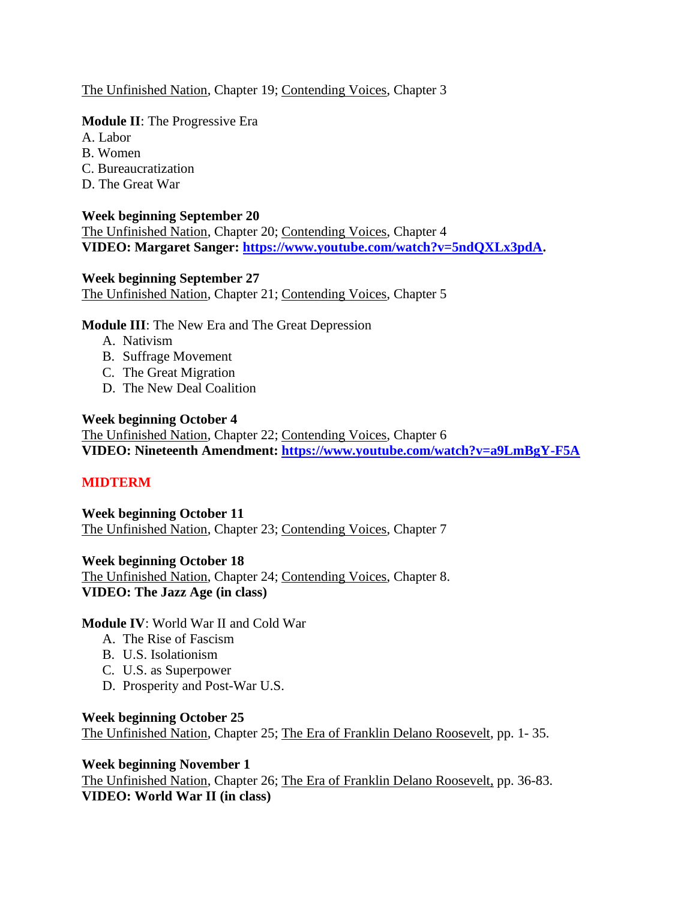The Unfinished Nation, Chapter 19; Contending Voices, Chapter 3

**Module II**: The Progressive Era
A. Labor
B. Women
C. Bureaucratization
D. The Great War

**Week beginning September 20**
The Unfinished Nation, Chapter 20; Contending Voices, Chapter 4
**VIDEO: Margaret Sanger: [https://www.youtube.com/watch?v=5ndQXLx3pdA](https://www.youtube.com/watch?v=5ndQXLx3pdA).**

**Week beginning September 27**
The Unfinished Nation, Chapter 21; Contending Voices, Chapter 5

**Module III**: The New Era and The Great Depression

A. Nativism
B. Suffrage Movement
C. The Great Migration
D. The New Deal Coalition

**Week beginning October 4**
The Unfinished Nation, Chapter 22; Contending Voices, Chapter 6
**VIDEO: Nineteenth Amendment: [https://www.youtube.com/watch?v=a9LmBgY-F5A](https://www.youtube.com/watch?v=a9LmBgY-F5A)**

**MIDTERM**

**Week beginning October 11**
The Unfinished Nation, Chapter 23; Contending Voices, Chapter 7

**Week beginning October 18**
The Unfinished Nation, Chapter 24; Contending Voices, Chapter 8.
**VIDEO: The Jazz Age (in class)**

**Module IV**: World War II and Cold War

A. The Rise of Fascism
B. U.S. Isolationism
C. U.S. as Superpower
D. Prosperity and Post-War U.S.

**Week beginning October 25**
The Unfinished Nation, Chapter 25; The Era of Franklin Delano Roosevelt, pp. 1- 35.

**Week beginning November 1**
The Unfinished Nation, Chapter 26; The Era of Franklin Delano Roosevelt, pp. 36-83.
**VIDEO: World War II (in class)**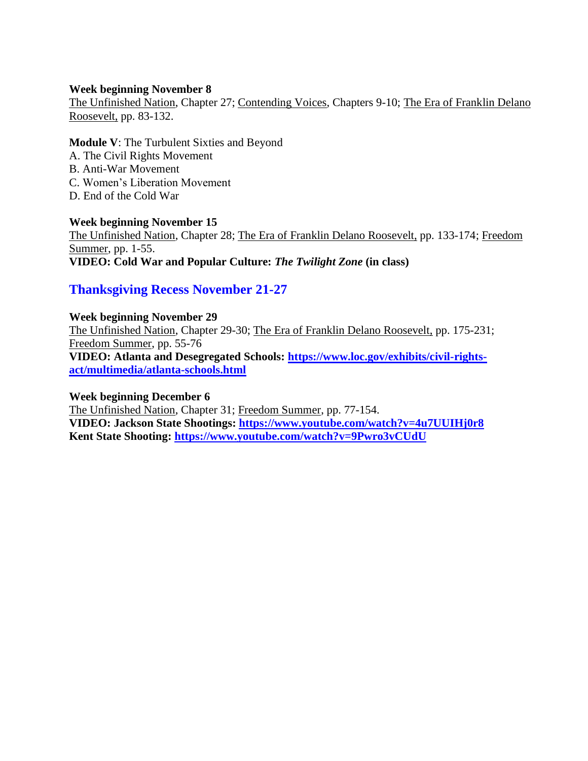**Week beginning November 8**
The Unfinished Nation, Chapter 27; Contending Voices, Chapters 9-10; The Era of Franklin Delano Roosevelt, pp. 83-132.

**Module V**: The Turbulent Sixties and Beyond
A. The Civil Rights Movement
B. Anti-War Movement
C. Women's Liberation Movement
D. End of the Cold War

**Week beginning November 15**
The Unfinished Nation, Chapter 28; The Era of Franklin Delano Roosevelt, pp. 133-174; Freedom Summer, pp. 1-55.
**VIDEO: Cold War and Popular Culture: *The Twilight Zone* (in class)**

## Thanksgiving Recess November 21-27

**Week beginning November 29**
The Unfinished Nation, Chapter 29-30; The Era of Franklin Delano Roosevelt, pp. 175-231; Freedom Summer, pp. 55-76
**VIDEO: Atlanta and Desegregated Schools: https://www.loc.gov/exhibits/civil-rights-act/multimedia/atlanta-schools.html**

**Week beginning December 6**
The Unfinished Nation, Chapter 31; Freedom Summer, pp. 77-154.
**VIDEO: Jackson State Shootings: https://www.youtube.com/watch?v=4u7UUIHj0r8**
**Kent State Shooting: https://www.youtube.com/watch?v=9Pwro3vCUdU**